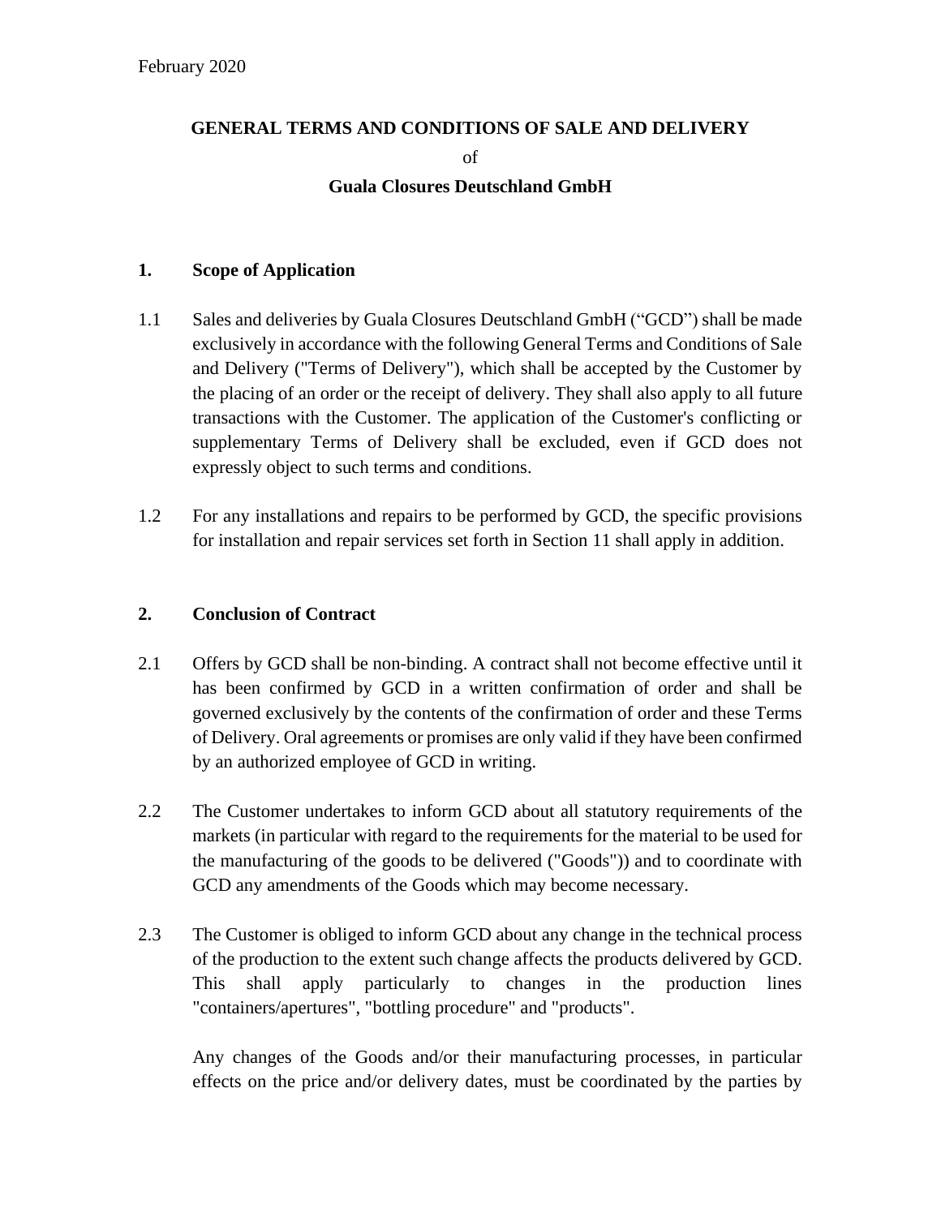February 2020

**GENERAL TERMS AND CONDITIONS OF SALE AND DELIVERY**

of

**Guala Closures Deutschland GmbH**

## 1. Scope of Application

1.1 Sales and deliveries by Guala Closures Deutschland GmbH ("GCD") shall be made exclusively in accordance with the following General Terms and Conditions of Sale and Delivery ("Terms of Delivery"), which shall be accepted by the Customer by the placing of an order or the receipt of delivery. They shall also apply to all future transactions with the Customer. The application of the Customer's conflicting or supplementary Terms of Delivery shall be excluded, even if GCD does not expressly object to such terms and conditions.

1.2 For any installations and repairs to be performed by GCD, the specific provisions for installation and repair services set forth in Section 11 shall apply in addition.

## 2. Conclusion of Contract

2.1 Offers by GCD shall be non-binding. A contract shall not become effective until it has been confirmed by GCD in a written confirmation of order and shall be governed exclusively by the contents of the confirmation of order and these Terms of Delivery. Oral agreements or promises are only valid if they have been confirmed by an authorized employee of GCD in writing.

2.2 The Customer undertakes to inform GCD about all statutory requirements of the markets (in particular with regard to the requirements for the material to be used for the manufacturing of the goods to be delivered ("Goods")) and to coordinate with GCD any amendments of the Goods which may become necessary.

2.3 The Customer is obliged to inform GCD about any change in the technical process of the production to the extent such change affects the products delivered by GCD. This shall apply particularly to changes in the production lines "containers/apertures", "bottling procedure" and "products".

Any changes of the Goods and/or their manufacturing processes, in particular effects on the price and/or delivery dates, must be coordinated by the parties by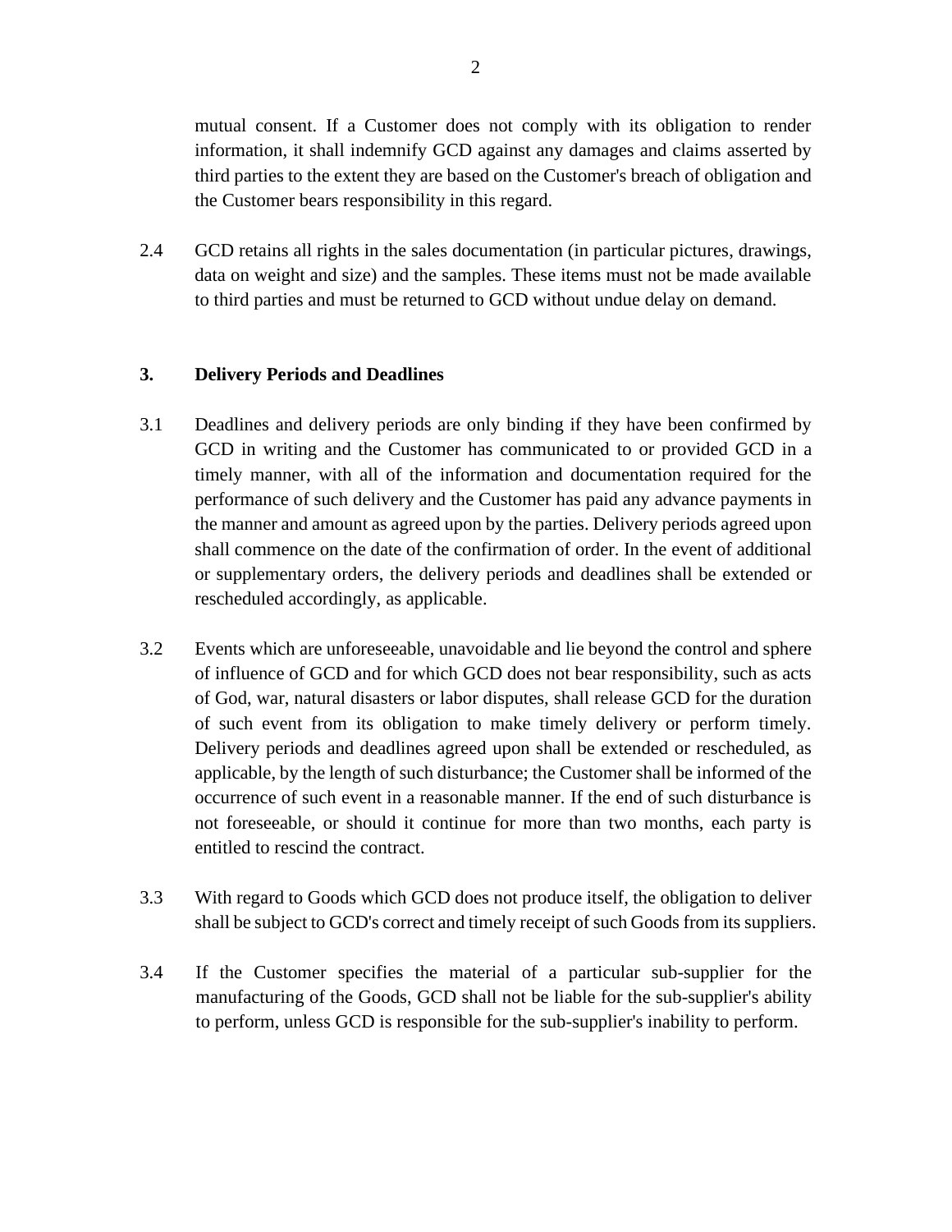mutual consent. If a Customer does not comply with its obligation to render information, it shall indemnify GCD against any damages and claims asserted by third parties to the extent they are based on the Customer's breach of obligation and the Customer bears responsibility in this regard.

2.4 GCD retains all rights in the sales documentation (in particular pictures, drawings, data on weight and size) and the samples. These items must not be made available to third parties and must be returned to GCD without undue delay on demand.

## 3. Delivery Periods and Deadlines

3.1 Deadlines and delivery periods are only binding if they have been confirmed by GCD in writing and the Customer has communicated to or provided GCD in a timely manner, with all of the information and documentation required for the performance of such delivery and the Customer has paid any advance payments in the manner and amount as agreed upon by the parties. Delivery periods agreed upon shall commence on the date of the confirmation of order. In the event of additional or supplementary orders, the delivery periods and deadlines shall be extended or rescheduled accordingly, as applicable.

3.2 Events which are unforeseeable, unavoidable and lie beyond the control and sphere of influence of GCD and for which GCD does not bear responsibility, such as acts of God, war, natural disasters or labor disputes, shall release GCD for the duration of such event from its obligation to make timely delivery or perform timely. Delivery periods and deadlines agreed upon shall be extended or rescheduled, as applicable, by the length of such disturbance; the Customer shall be informed of the occurrence of such event in a reasonable manner. If the end of such disturbance is not foreseeable, or should it continue for more than two months, each party is entitled to rescind the contract.

3.3 With regard to Goods which GCD does not produce itself, the obligation to deliver shall be subject to GCD's correct and timely receipt of such Goods from its suppliers.

3.4 If the Customer specifies the material of a particular sub-supplier for the manufacturing of the Goods, GCD shall not be liable for the sub-supplier's ability to perform, unless GCD is responsible for the sub-supplier's inability to perform.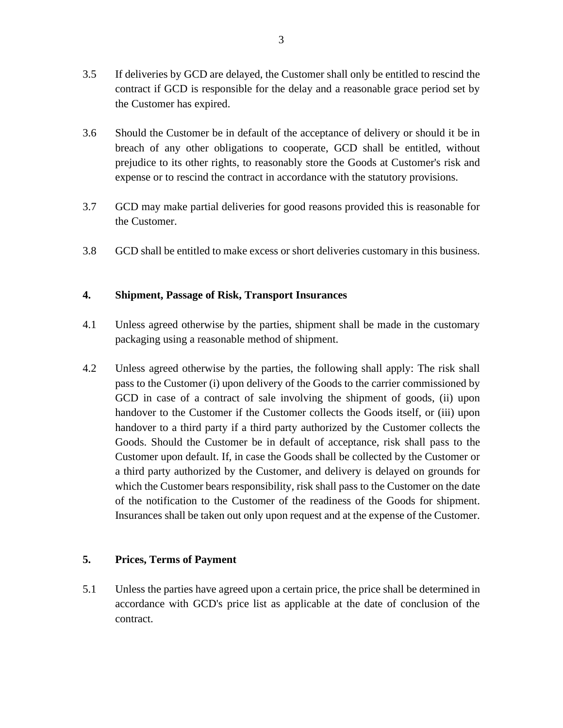3.5 If deliveries by GCD are delayed, the Customer shall only be entitled to rescind the contract if GCD is responsible for the delay and a reasonable grace period set by the Customer has expired.

3.6 Should the Customer be in default of the acceptance of delivery or should it be in breach of any other obligations to cooperate, GCD shall be entitled, without prejudice to its other rights, to reasonably store the Goods at Customer's risk and expense or to rescind the contract in accordance with the statutory provisions.

3.7 GCD may make partial deliveries for good reasons provided this is reasonable for the Customer.

3.8 GCD shall be entitled to make excess or short deliveries customary in this business.

## 4. Shipment, Passage of Risk, Transport Insurances

4.1 Unless agreed otherwise by the parties, shipment shall be made in the customary packaging using a reasonable method of shipment.

4.2 Unless agreed otherwise by the parties, the following shall apply: The risk shall pass to the Customer (i) upon delivery of the Goods to the carrier commissioned by GCD in case of a contract of sale involving the shipment of goods, (ii) upon handover to the Customer if the Customer collects the Goods itself, or (iii) upon handover to a third party if a third party authorized by the Customer collects the Goods. Should the Customer be in default of acceptance, risk shall pass to the Customer upon default. If, in case the Goods shall be collected by the Customer or a third party authorized by the Customer, and delivery is delayed on grounds for which the Customer bears responsibility, risk shall pass to the Customer on the date of the notification to the Customer of the readiness of the Goods for shipment. Insurances shall be taken out only upon request and at the expense of the Customer.

## 5. Prices, Terms of Payment

5.1 Unless the parties have agreed upon a certain price, the price shall be determined in accordance with GCD's price list as applicable at the date of conclusion of the contract.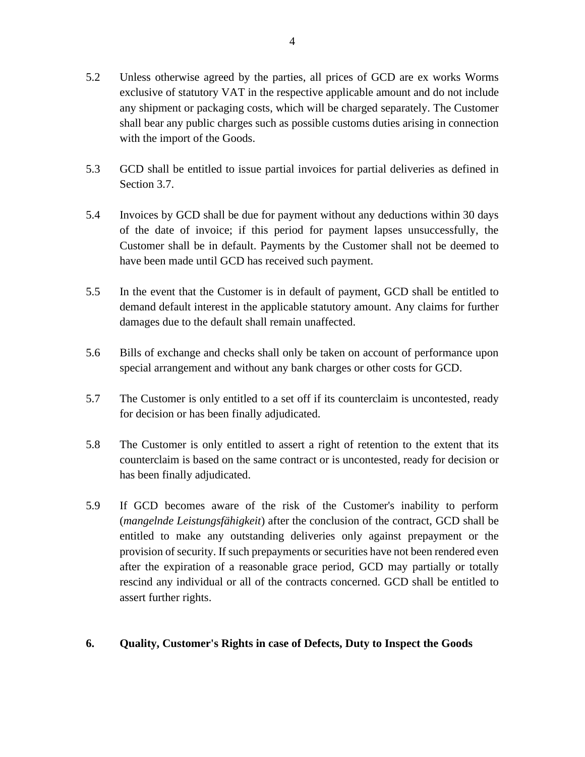5.2 Unless otherwise agreed by the parties, all prices of GCD are ex works Worms exclusive of statutory VAT in the respective applicable amount and do not include any shipment or packaging costs, which will be charged separately. The Customer shall bear any public charges such as possible customs duties arising in connection with the import of the Goods.

5.3 GCD shall be entitled to issue partial invoices for partial deliveries as defined in Section 3.7.

5.4 Invoices by GCD shall be due for payment without any deductions within 30 days of the date of invoice; if this period for payment lapses unsuccessfully, the Customer shall be in default. Payments by the Customer shall not be deemed to have been made until GCD has received such payment.

5.5 In the event that the Customer is in default of payment, GCD shall be entitled to demand default interest in the applicable statutory amount. Any claims for further damages due to the default shall remain unaffected.

5.6 Bills of exchange and checks shall only be taken on account of performance upon special arrangement and without any bank charges or other costs for GCD.

5.7 The Customer is only entitled to a set off if its counterclaim is uncontested, ready for decision or has been finally adjudicated.

5.8 The Customer is only entitled to assert a right of retention to the extent that its counterclaim is based on the same contract or is uncontested, ready for decision or has been finally adjudicated.

5.9 If GCD becomes aware of the risk of the Customer's inability to perform (*mangelnde Leistungsfähigkeit*) after the conclusion of the contract, GCD shall be entitled to make any outstanding deliveries only against prepayment or the provision of security. If such prepayments or securities have not been rendered even after the expiration of a reasonable grace period, GCD may partially or totally rescind any individual or all of the contracts concerned. GCD shall be entitled to assert further rights.

## 6. Quality, Customer's Rights in case of Defects, Duty to Inspect the Goods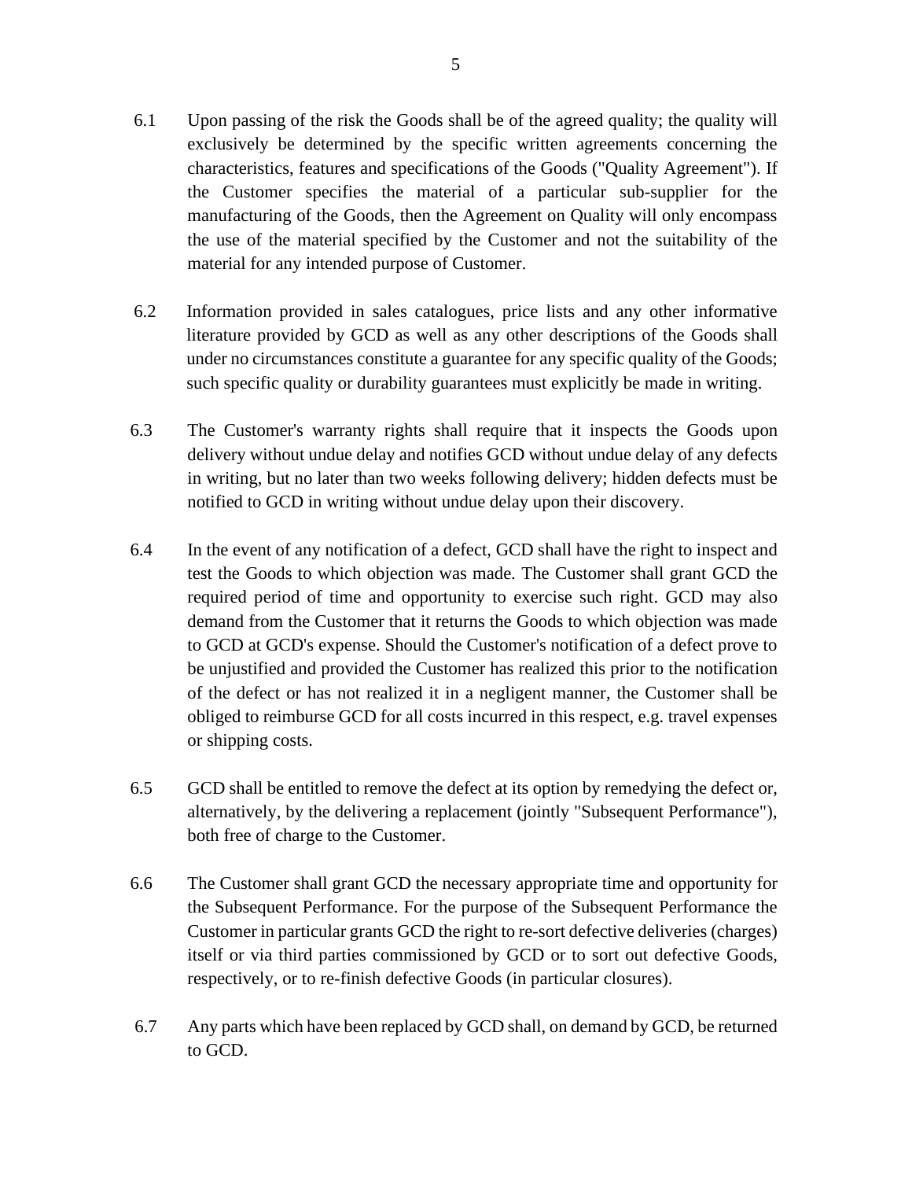6.1 Upon passing of the risk the Goods shall be of the agreed quality; the quality will exclusively be determined by the specific written agreements concerning the characteristics, features and specifications of the Goods ("Quality Agreement"). If the Customer specifies the material of a particular sub-supplier for the manufacturing of the Goods, then the Agreement on Quality will only encompass the use of the material specified by the Customer and not the suitability of the material for any intended purpose of Customer.

6.2 Information provided in sales catalogues, price lists and any other informative literature provided by GCD as well as any other descriptions of the Goods shall under no circumstances constitute a guarantee for any specific quality of the Goods; such specific quality or durability guarantees must explicitly be made in writing.

6.3 The Customer's warranty rights shall require that it inspects the Goods upon delivery without undue delay and notifies GCD without undue delay of any defects in writing, but no later than two weeks following delivery; hidden defects must be notified to GCD in writing without undue delay upon their discovery.

6.4 In the event of any notification of a defect, GCD shall have the right to inspect and test the Goods to which objection was made. The Customer shall grant GCD the required period of time and opportunity to exercise such right. GCD may also demand from the Customer that it returns the Goods to which objection was made to GCD at GCD's expense. Should the Customer's notification of a defect prove to be unjustified and provided the Customer has realized this prior to the notification of the defect or has not realized it in a negligent manner, the Customer shall be obliged to reimburse GCD for all costs incurred in this respect, e.g. travel expenses or shipping costs.

6.5 GCD shall be entitled to remove the defect at its option by remedying the defect or, alternatively, by the delivering a replacement (jointly "Subsequent Performance"), both free of charge to the Customer.

6.6 The Customer shall grant GCD the necessary appropriate time and opportunity for the Subsequent Performance. For the purpose of the Subsequent Performance the Customer in particular grants GCD the right to re-sort defective deliveries (charges) itself or via third parties commissioned by GCD or to sort out defective Goods, respectively, or to re-finish defective Goods (in particular closures).

6.7 Any parts which have been replaced by GCD shall, on demand by GCD, be returned to GCD.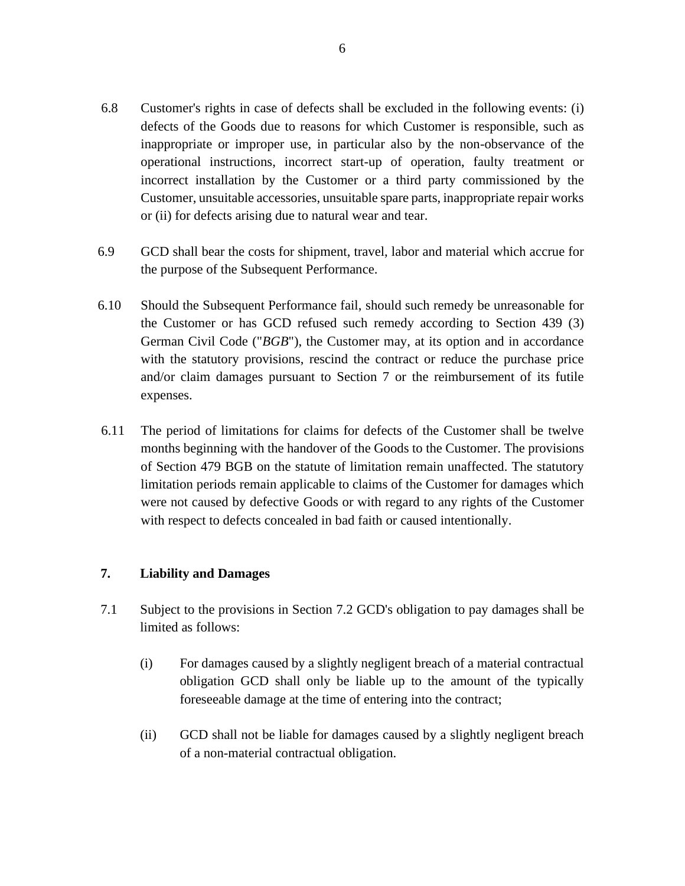6.8 Customer's rights in case of defects shall be excluded in the following events: (i) defects of the Goods due to reasons for which Customer is responsible, such as inappropriate or improper use, in particular also by the non-observance of the operational instructions, incorrect start-up of operation, faulty treatment or incorrect installation by the Customer or a third party commissioned by the Customer, unsuitable accessories, unsuitable spare parts, inappropriate repair works or (ii) for defects arising due to natural wear and tear.

6.9 GCD shall bear the costs for shipment, travel, labor and material which accrue for the purpose of the Subsequent Performance.

6.10 Should the Subsequent Performance fail, should such remedy be unreasonable for the Customer or has GCD refused such remedy according to Section 439 (3) German Civil Code ("*BGB*"), the Customer may, at its option and in accordance with the statutory provisions, rescind the contract or reduce the purchase price and/or claim damages pursuant to Section 7 or the reimbursement of its futile expenses.

6.11 The period of limitations for claims for defects of the Customer shall be twelve months beginning with the handover of the Goods to the Customer. The provisions of Section 479 BGB on the statute of limitation remain unaffected. The statutory limitation periods remain applicable to claims of the Customer for damages which were not caused by defective Goods or with regard to any rights of the Customer with respect to defects concealed in bad faith or caused intentionally.

## 7. Liability and Damages

7.1 Subject to the provisions in Section 7.2 GCD's obligation to pay damages shall be limited as follows:

(i) For damages caused by a slightly negligent breach of a material contractual obligation GCD shall only be liable up to the amount of the typically foreseeable damage at the time of entering into the contract;

(ii) GCD shall not be liable for damages caused by a slightly negligent breach of a non-material contractual obligation.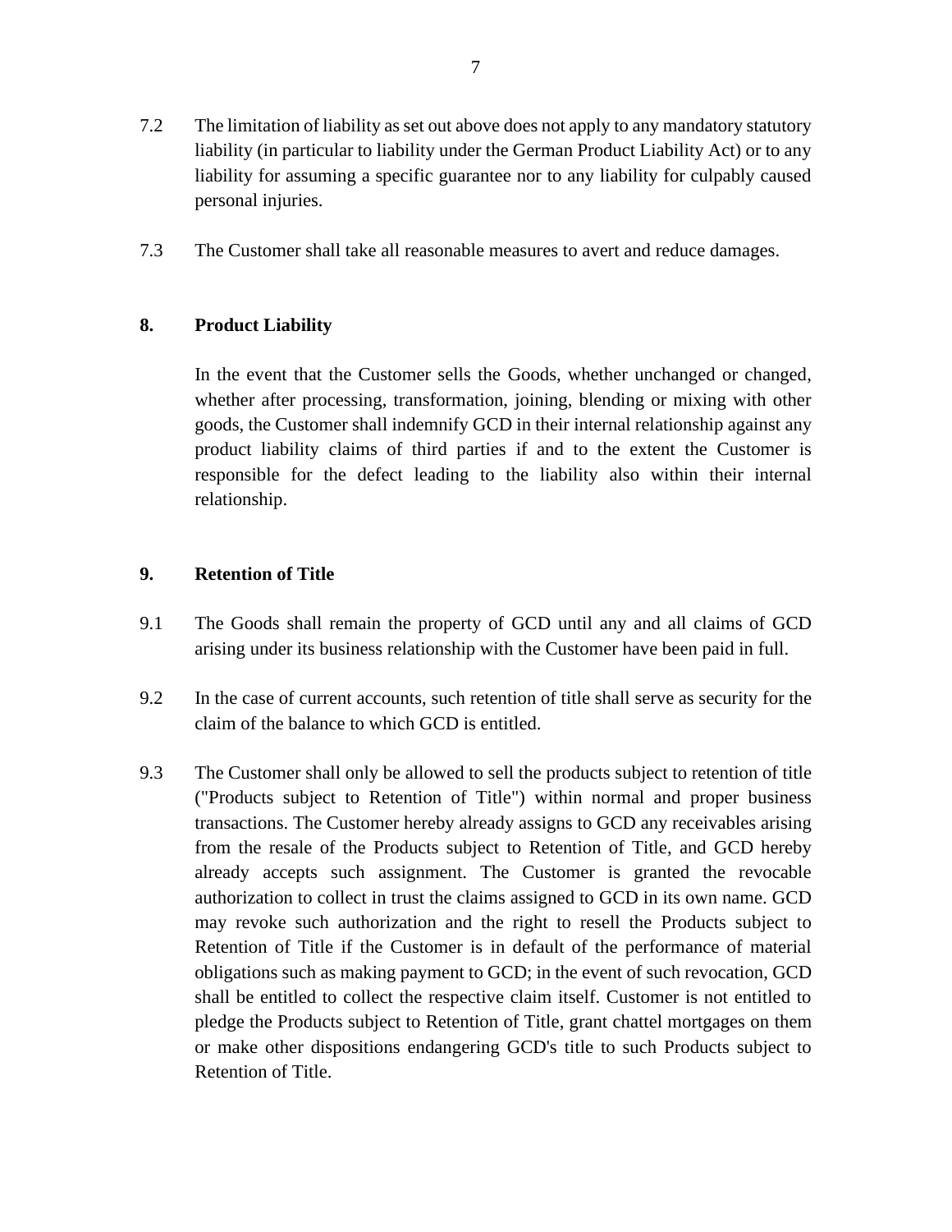7.2 The limitation of liability as set out above does not apply to any mandatory statutory liability (in particular to liability under the German Product Liability Act) or to any liability for assuming a specific guarantee nor to any liability for culpably caused personal injuries.

7.3 The Customer shall take all reasonable measures to avert and reduce damages.

## 8. Product Liability

In the event that the Customer sells the Goods, whether unchanged or changed, whether after processing, transformation, joining, blending or mixing with other goods, the Customer shall indemnify GCD in their internal relationship against any product liability claims of third parties if and to the extent the Customer is responsible for the defect leading to the liability also within their internal relationship.

## 9. Retention of Title

9.1 The Goods shall remain the property of GCD until any and all claims of GCD arising under its business relationship with the Customer have been paid in full.

9.2 In the case of current accounts, such retention of title shall serve as security for the claim of the balance to which GCD is entitled.

9.3 The Customer shall only be allowed to sell the products subject to retention of title ("Products subject to Retention of Title") within normal and proper business transactions. The Customer hereby already assigns to GCD any receivables arising from the resale of the Products subject to Retention of Title, and GCD hereby already accepts such assignment. The Customer is granted the revocable authorization to collect in trust the claims assigned to GCD in its own name. GCD may revoke such authorization and the right to resell the Products subject to Retention of Title if the Customer is in default of the performance of material obligations such as making payment to GCD; in the event of such revocation, GCD shall be entitled to collect the respective claim itself. Customer is not entitled to pledge the Products subject to Retention of Title, grant chattel mortgages on them or make other dispositions endangering GCD's title to such Products subject to Retention of Title.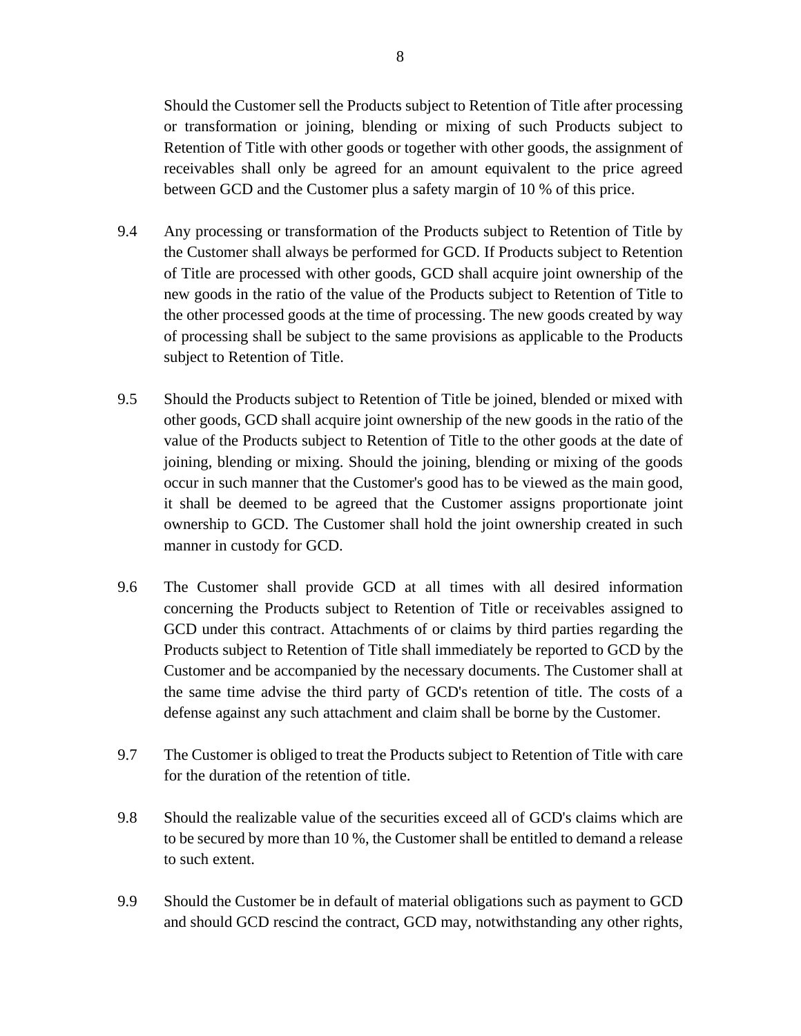Should the Customer sell the Products subject to Retention of Title after processing or transformation or joining, blending or mixing of such Products subject to Retention of Title with other goods or together with other goods, the assignment of receivables shall only be agreed for an amount equivalent to the price agreed between GCD and the Customer plus a safety margin of 10 % of this price.

9.4 Any processing or transformation of the Products subject to Retention of Title by the Customer shall always be performed for GCD. If Products subject to Retention of Title are processed with other goods, GCD shall acquire joint ownership of the new goods in the ratio of the value of the Products subject to Retention of Title to the other processed goods at the time of processing. The new goods created by way of processing shall be subject to the same provisions as applicable to the Products subject to Retention of Title.

9.5 Should the Products subject to Retention of Title be joined, blended or mixed with other goods, GCD shall acquire joint ownership of the new goods in the ratio of the value of the Products subject to Retention of Title to the other goods at the date of joining, blending or mixing. Should the joining, blending or mixing of the goods occur in such manner that the Customer's good has to be viewed as the main good, it shall be deemed to be agreed that the Customer assigns proportionate joint ownership to GCD. The Customer shall hold the joint ownership created in such manner in custody for GCD.

9.6 The Customer shall provide GCD at all times with all desired information concerning the Products subject to Retention of Title or receivables assigned to GCD under this contract. Attachments of or claims by third parties regarding the Products subject to Retention of Title shall immediately be reported to GCD by the Customer and be accompanied by the necessary documents. The Customer shall at the same time advise the third party of GCD's retention of title. The costs of a defense against any such attachment and claim shall be borne by the Customer.

9.7 The Customer is obliged to treat the Products subject to Retention of Title with care for the duration of the retention of title.

9.8 Should the realizable value of the securities exceed all of GCD's claims which are to be secured by more than 10 %, the Customer shall be entitled to demand a release to such extent.

9.9 Should the Customer be in default of material obligations such as payment to GCD and should GCD rescind the contract, GCD may, notwithstanding any other rights,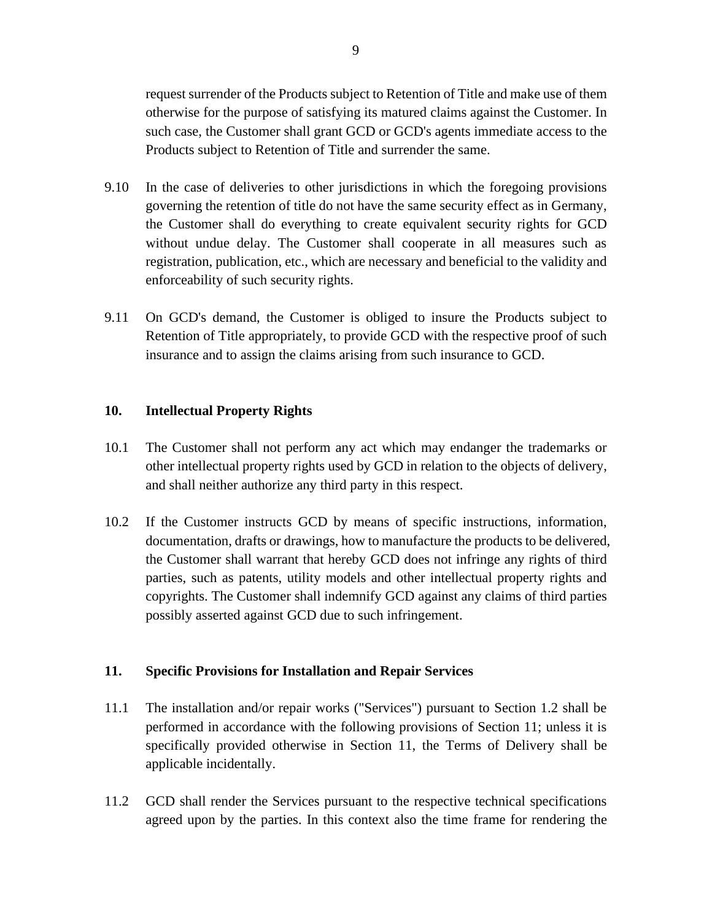request surrender of the Products subject to Retention of Title and make use of them otherwise for the purpose of satisfying its matured claims against the Customer. In such case, the Customer shall grant GCD or GCD's agents immediate access to the Products subject to Retention of Title and surrender the same.

9.10 In the case of deliveries to other jurisdictions in which the foregoing provisions governing the retention of title do not have the same security effect as in Germany, the Customer shall do everything to create equivalent security rights for GCD without undue delay. The Customer shall cooperate in all measures such as registration, publication, etc., which are necessary and beneficial to the validity and enforceability of such security rights.

9.11 On GCD's demand, the Customer is obliged to insure the Products subject to Retention of Title appropriately, to provide GCD with the respective proof of such insurance and to assign the claims arising from such insurance to GCD.

## 10. Intellectual Property Rights

10.1 The Customer shall not perform any act which may endanger the trademarks or other intellectual property rights used by GCD in relation to the objects of delivery, and shall neither authorize any third party in this respect.

10.2 If the Customer instructs GCD by means of specific instructions, information, documentation, drafts or drawings, how to manufacture the products to be delivered, the Customer shall warrant that hereby GCD does not infringe any rights of third parties, such as patents, utility models and other intellectual property rights and copyrights. The Customer shall indemnify GCD against any claims of third parties possibly asserted against GCD due to such infringement.

## 11. Specific Provisions for Installation and Repair Services

11.1 The installation and/or repair works ("Services") pursuant to Section 1.2 shall be performed in accordance with the following provisions of Section 11; unless it is specifically provided otherwise in Section 11, the Terms of Delivery shall be applicable incidentally.

11.2 GCD shall render the Services pursuant to the respective technical specifications agreed upon by the parties. In this context also the time frame for rendering the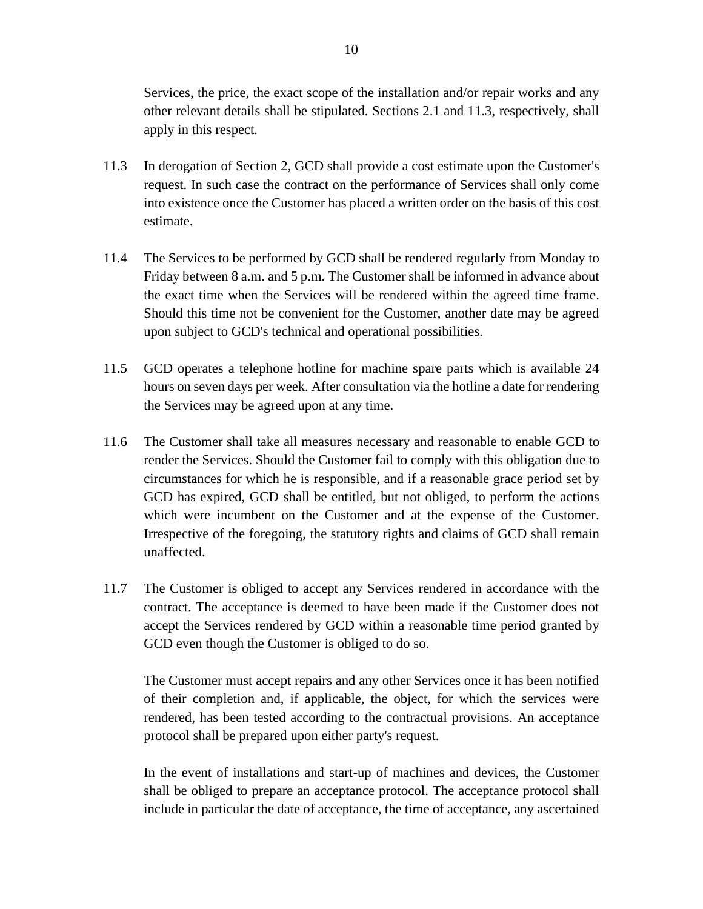Services, the price, the exact scope of the installation and/or repair works and any other relevant details shall be stipulated. Sections 2.1 and 11.3, respectively, shall apply in this respect.

11.3 In derogation of Section 2, GCD shall provide a cost estimate upon the Customer's request. In such case the contract on the performance of Services shall only come into existence once the Customer has placed a written order on the basis of this cost estimate.

11.4 The Services to be performed by GCD shall be rendered regularly from Monday to Friday between 8 a.m. and 5 p.m. The Customer shall be informed in advance about the exact time when the Services will be rendered within the agreed time frame. Should this time not be convenient for the Customer, another date may be agreed upon subject to GCD's technical and operational possibilities.

11.5 GCD operates a telephone hotline for machine spare parts which is available 24 hours on seven days per week. After consultation via the hotline a date for rendering the Services may be agreed upon at any time.

11.6 The Customer shall take all measures necessary and reasonable to enable GCD to render the Services. Should the Customer fail to comply with this obligation due to circumstances for which he is responsible, and if a reasonable grace period set by GCD has expired, GCD shall be entitled, but not obliged, to perform the actions which were incumbent on the Customer and at the expense of the Customer. Irrespective of the foregoing, the statutory rights and claims of GCD shall remain unaffected.

11.7 The Customer is obliged to accept any Services rendered in accordance with the contract. The acceptance is deemed to have been made if the Customer does not accept the Services rendered by GCD within a reasonable time period granted by GCD even though the Customer is obliged to do so.

The Customer must accept repairs and any other Services once it has been notified of their completion and, if applicable, the object, for which the services were rendered, has been tested according to the contractual provisions. An acceptance protocol shall be prepared upon either party's request.

In the event of installations and start-up of machines and devices, the Customer shall be obliged to prepare an acceptance protocol. The acceptance protocol shall include in particular the date of acceptance, the time of acceptance, any ascertained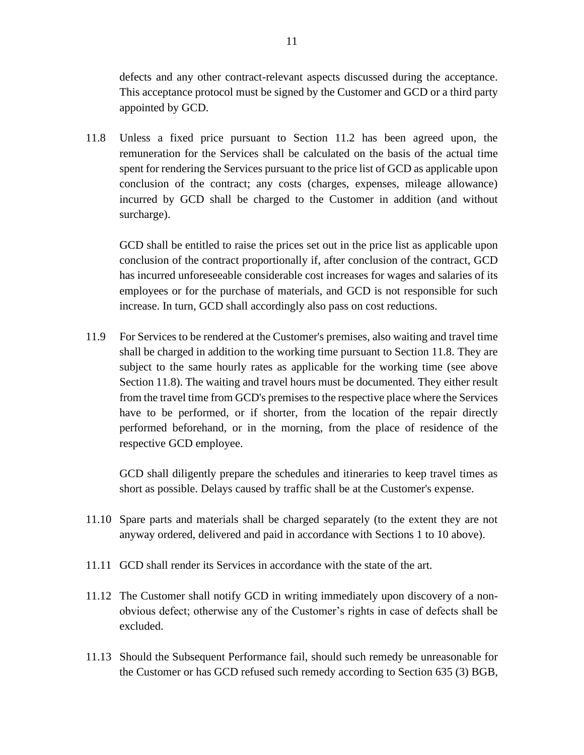defects and any other contract-relevant aspects discussed during the acceptance. This acceptance protocol must be signed by the Customer and GCD or a third party appointed by GCD.

11.8 Unless a fixed price pursuant to Section 11.2 has been agreed upon, the remuneration for the Services shall be calculated on the basis of the actual time spent for rendering the Services pursuant to the price list of GCD as applicable upon conclusion of the contract; any costs (charges, expenses, mileage allowance) incurred by GCD shall be charged to the Customer in addition (and without surcharge).

GCD shall be entitled to raise the prices set out in the price list as applicable upon conclusion of the contract proportionally if, after conclusion of the contract, GCD has incurred unforeseeable considerable cost increases for wages and salaries of its employees or for the purchase of materials, and GCD is not responsible for such increase. In turn, GCD shall accordingly also pass on cost reductions.

11.9 For Services to be rendered at the Customer's premises, also waiting and travel time shall be charged in addition to the working time pursuant to Section 11.8. They are subject to the same hourly rates as applicable for the working time (see above Section 11.8). The waiting and travel hours must be documented. They either result from the travel time from GCD's premises to the respective place where the Services have to be performed, or if shorter, from the location of the repair directly performed beforehand, or in the morning, from the place of residence of the respective GCD employee.

GCD shall diligently prepare the schedules and itineraries to keep travel times as short as possible. Delays caused by traffic shall be at the Customer's expense.

11.10 Spare parts and materials shall be charged separately (to the extent they are not anyway ordered, delivered and paid in accordance with Sections 1 to 10 above).

11.11 GCD shall render its Services in accordance with the state of the art.

11.12 The Customer shall notify GCD in writing immediately upon discovery of a non-obvious defect; otherwise any of the Customer's rights in case of defects shall be excluded.

11.13 Should the Subsequent Performance fail, should such remedy be unreasonable for the Customer or has GCD refused such remedy according to Section 635 (3) BGB,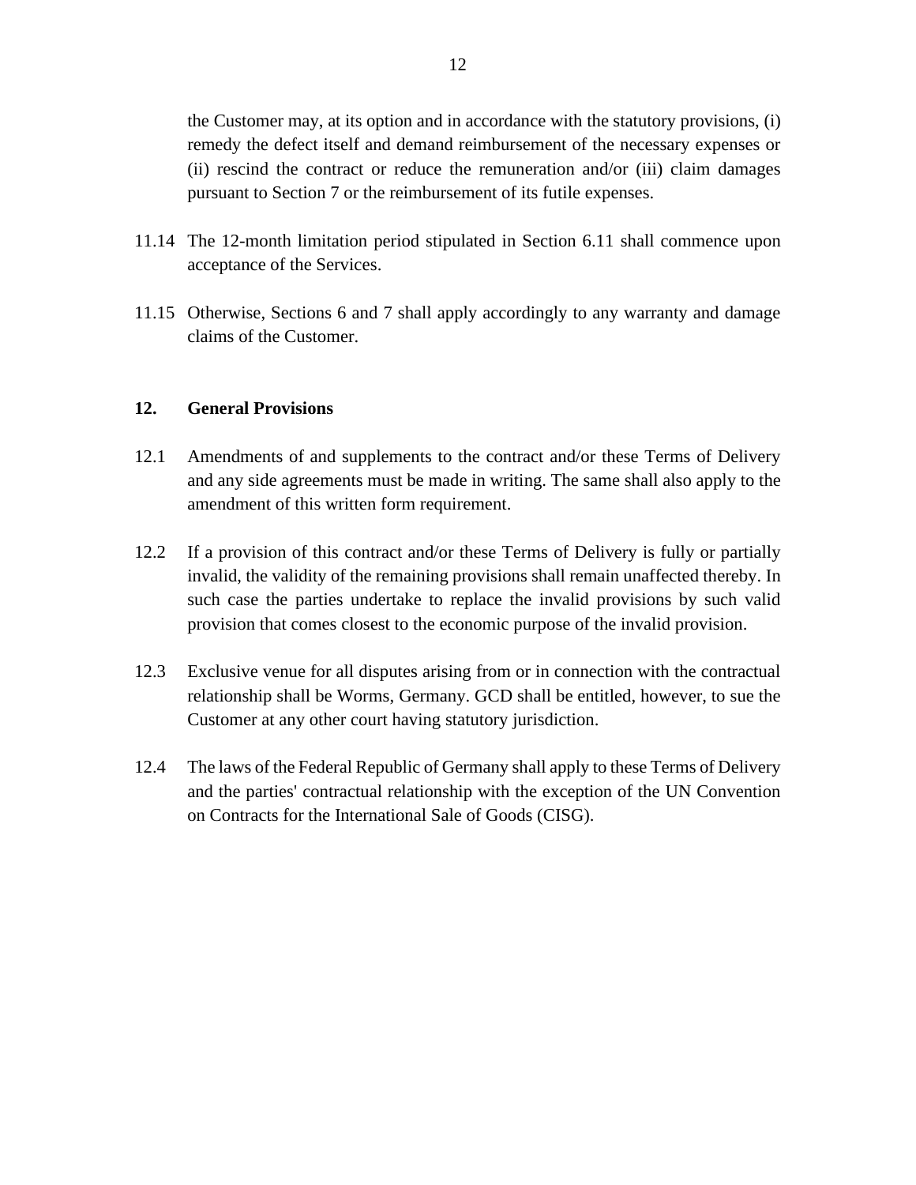the Customer may, at its option and in accordance with the statutory provisions, (i) remedy the defect itself and demand reimbursement of the necessary expenses or (ii) rescind the contract or reduce the remuneration and/or (iii) claim damages pursuant to Section 7 or the reimbursement of its futile expenses.

11.14 The 12-month limitation period stipulated in Section 6.11 shall commence upon acceptance of the Services.

11.15 Otherwise, Sections 6 and 7 shall apply accordingly to any warranty and damage claims of the Customer.

## 12. General Provisions

12.1 Amendments of and supplements to the contract and/or these Terms of Delivery and any side agreements must be made in writing. The same shall also apply to the amendment of this written form requirement.

12.2 If a provision of this contract and/or these Terms of Delivery is fully or partially invalid, the validity of the remaining provisions shall remain unaffected thereby. In such case the parties undertake to replace the invalid provisions by such valid provision that comes closest to the economic purpose of the invalid provision.

12.3 Exclusive venue for all disputes arising from or in connection with the contractual relationship shall be Worms, Germany. GCD shall be entitled, however, to sue the Customer at any other court having statutory jurisdiction.

12.4 The laws of the Federal Republic of Germany shall apply to these Terms of Delivery and the parties' contractual relationship with the exception of the UN Convention on Contracts for the International Sale of Goods (CISG).